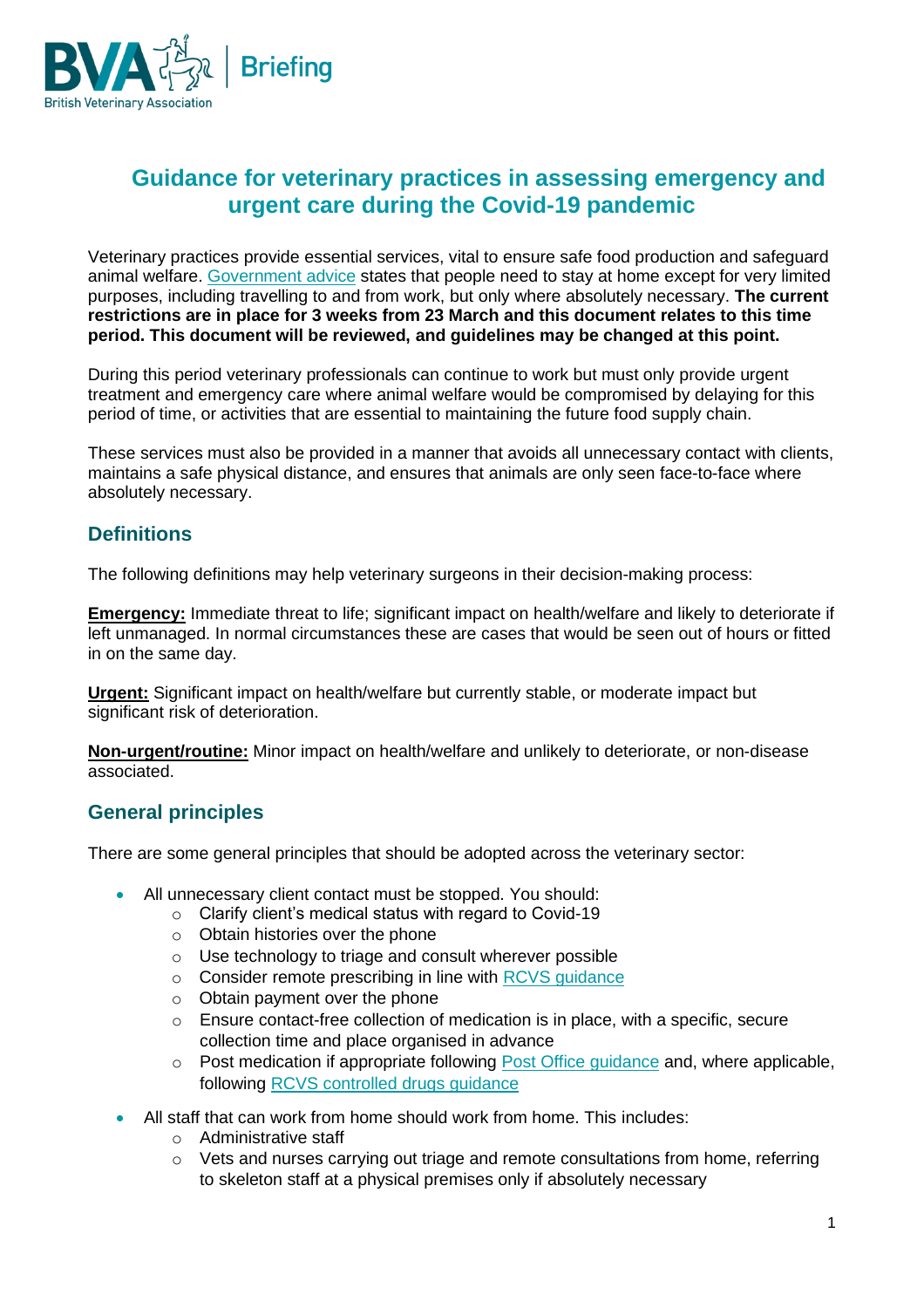BVA British Veterinary Association | Briefing

# Guidance for veterinary practices in assessing emergency and urgent care during the Covid-19 pandemic

Veterinary practices provide essential services, vital to ensure safe food production and safeguard animal welfare. Government advice states that people need to stay at home except for very limited purposes, including travelling to and from work, but only where absolutely necessary. **The current restrictions are in place for 3 weeks from 23 March and this document relates to this time period. This document will be reviewed, and guidelines may be changed at this point.**

During this period veterinary professionals can continue to work but must only provide urgent treatment and emergency care where animal welfare would be compromised by delaying for this period of time, or activities that are essential to maintaining the future food supply chain.

These services must also be provided in a manner that avoids all unnecessary contact with clients, maintains a safe physical distance, and ensures that animals are only seen face-to-face where absolutely necessary.

## Definitions

The following definitions may help veterinary surgeons in their decision-making process:

**Emergency:** Immediate threat to life; significant impact on health/welfare and likely to deteriorate if left unmanaged. In normal circumstances these are cases that would be seen out of hours or fitted in on the same day.

**Urgent:** Significant impact on health/welfare but currently stable, or moderate impact but significant risk of deterioration.

**Non-urgent/routine:** Minor impact on health/welfare and unlikely to deteriorate, or non-disease associated.

## General principles

There are some general principles that should be adopted across the veterinary sector:

- All unnecessary client contact must be stopped. You should:
  - Clarify client's medical status with regard to Covid-19
  - Obtain histories over the phone
  - Use technology to triage and consult wherever possible
  - Consider remote prescribing in line with RCVS guidance
  - Obtain payment over the phone
  - Ensure contact-free collection of medication is in place, with a specific, secure collection time and place organised in advance
  - Post medication if appropriate following Post Office guidance and, where applicable, following RCVS controlled drugs guidance
- All staff that can work from home should work from home. This includes:
  - Administrative staff
  - Vets and nurses carrying out triage and remote consultations from home, referring to skeleton staff at a physical premises only if absolutely necessary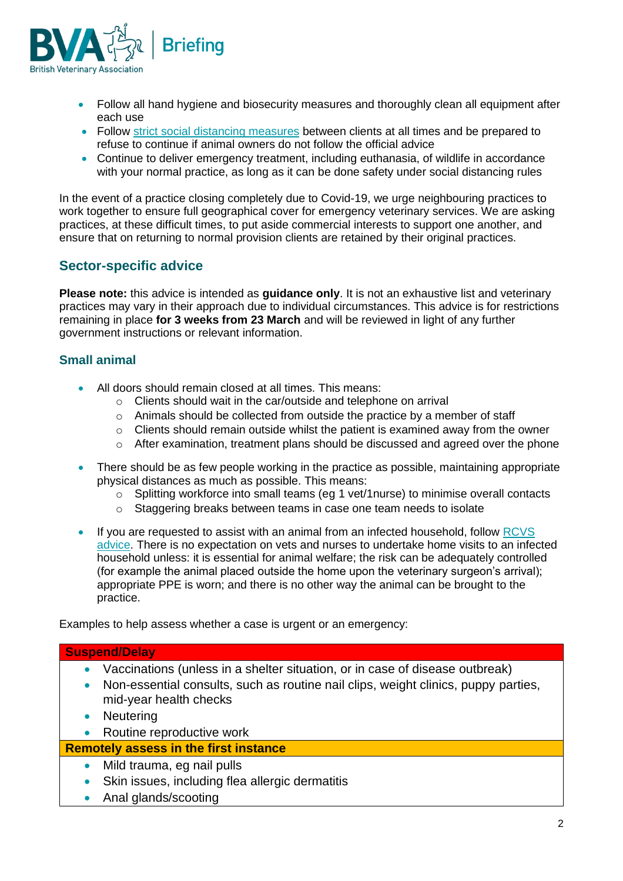- Follow all hand hygiene and biosecurity measures and thoroughly clean all equipment after each use
- Follow [strict social distancing measures](#) between clients at all times and be prepared to refuse to continue if animal owners do not follow the official advice
- Continue to deliver emergency treatment, including euthanasia, of wildlife in accordance with your normal practice, as long as it can be done safety under social distancing rules

In the event of a practice closing completely due to Covid-19, we urge neighbouring practices to work together to ensure full geographical cover for emergency veterinary services. We are asking practices, at these difficult times, to put aside commercial interests to support one another, and ensure that on returning to normal provision clients are retained by their original practices.

## Sector-specific advice

**Please note:** this advice is intended as **guidance only**. It is not an exhaustive list and veterinary practices may vary in their approach due to individual circumstances. This advice is for restrictions remaining in place **for 3 weeks from 23 March** and will be reviewed in light of any further government instructions or relevant information.

### Small animal

- All doors should remain closed at all times. This means:
    - Clients should wait in the car/outside and telephone on arrival
    - Animals should be collected from outside the practice by a member of staff
    - Clients should remain outside whilst the patient is examined away from the owner
    - After examination, treatment plans should be discussed and agreed over the phone

- There should be as few people working in the practice as possible, maintaining appropriate physical distances as much as possible. This means:
    - Splitting workforce into small teams (eg 1 vet/1nurse) to minimise overall contacts
    - Staggering breaks between teams in case one team needs to isolate

- If you are requested to assist with an animal from an infected household, follow [RCVS advice](#). There is no expectation on vets and nurses to undertake home visits to an infected household unless: it is essential for animal welfare; the risk can be adequately controlled (for example the animal placed outside the home upon the veterinary surgeon's arrival); appropriate PPE is worn; and there is no other way the animal can be brought to the practice.

Examples to help assess whether a case is urgent or an emergency:

| **Suspend/Delay** |
|---|
| • Vaccinations (unless in a shelter situation, or in case of disease outbreak)<br>• Non-essential consults, such as routine nail clips, weight clinics, puppy parties, mid-year health checks<br>• Neutering<br>• Routine reproductive work |
| **Remotely assess in the first instance** |
| • Mild trauma, eg nail pulls<br>• Skin issues, including flea allergic dermatitis<br>• Anal glands/scooting |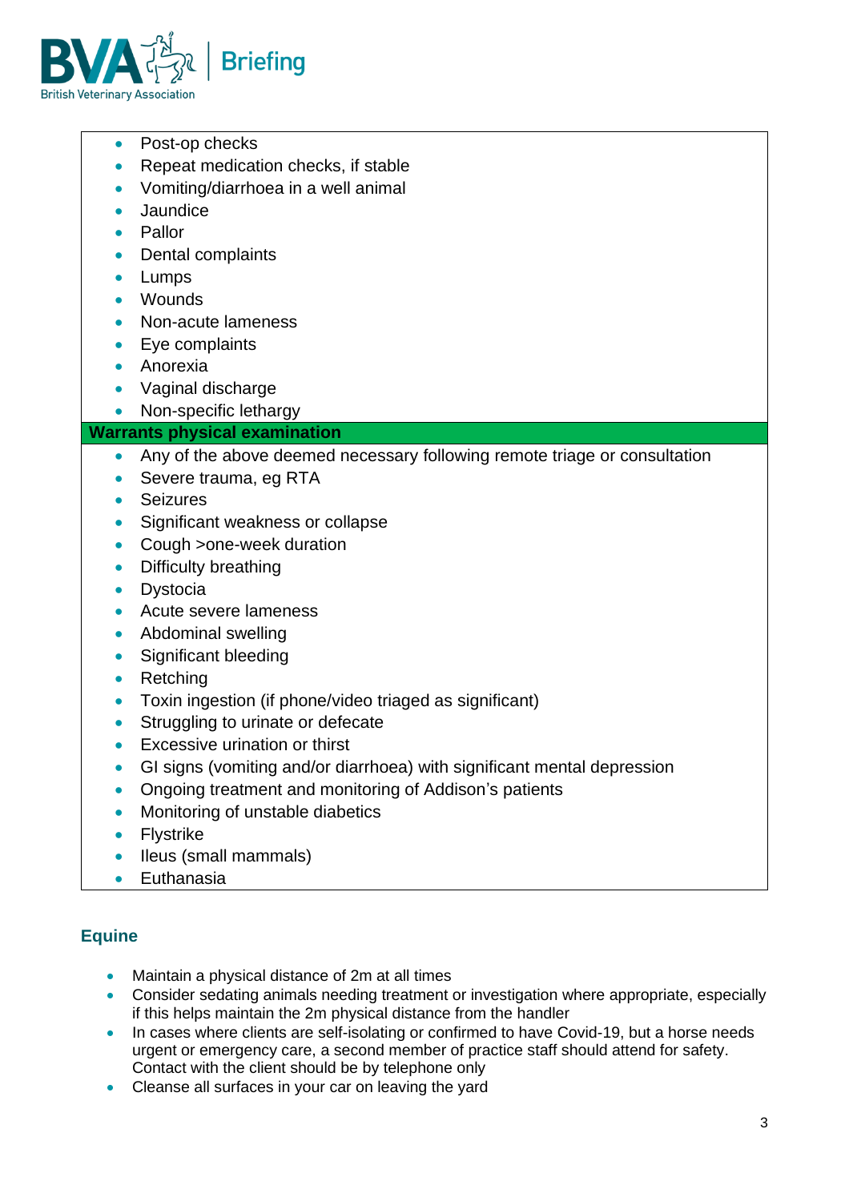- Post-op checks
- Repeat medication checks, if stable
- Vomiting/diarrhoea in a well animal
- Jaundice
- Pallor
- Dental complaints
- Lumps
- Wounds
- Non-acute lameness
- Eye complaints
- Anorexia
- Vaginal discharge
- Non-specific lethargy

**Warrants physical examination**

- Any of the above deemed necessary following remote triage or consultation
- Severe trauma, eg RTA
- Seizures
- Significant weakness or collapse
- Cough >one-week duration
- Difficulty breathing
- Dystocia
- Acute severe lameness
- Abdominal swelling
- Significant bleeding
- Retching
- Toxin ingestion (if phone/video triaged as significant)
- Struggling to urinate or defecate
- Excessive urination or thirst
- GI signs (vomiting and/or diarrhoea) with significant mental depression
- Ongoing treatment and monitoring of Addison's patients
- Monitoring of unstable diabetics
- Flystrike
- Ileus (small mammals)
- Euthanasia

## Equine

- Maintain a physical distance of 2m at all times
- Consider sedating animals needing treatment or investigation where appropriate, especially if this helps maintain the 2m physical distance from the handler
- In cases where clients are self-isolating or confirmed to have Covid-19, but a horse needs urgent or emergency care, a second member of practice staff should attend for safety. Contact with the client should be by telephone only
- Cleanse all surfaces in your car on leaving the yard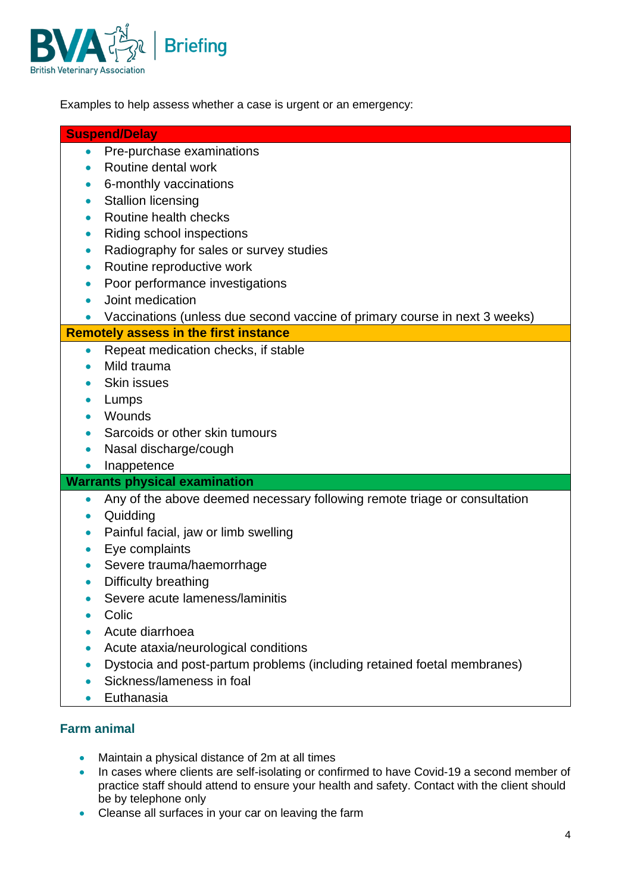Examples to help assess whether a case is urgent or an emergency:

**Suspend/Delay**

- Pre-purchase examinations
- Routine dental work
- 6-monthly vaccinations
- Stallion licensing
- Routine health checks
- Riding school inspections
- Radiography for sales or survey studies
- Routine reproductive work
- Poor performance investigations
- Joint medication
- Vaccinations (unless due second vaccine of primary course in next 3 weeks)

**Remotely assess in the first instance**

- Repeat medication checks, if stable
- Mild trauma
- Skin issues
- Lumps
- Wounds
- Sarcoids or other skin tumours
- Nasal discharge/cough
- Inappetence

**Warrants physical examination**

- Any of the above deemed necessary following remote triage or consultation
- Quidding
- Painful facial, jaw or limb swelling
- Eye complaints
- Severe trauma/haemorrhage
- Difficulty breathing
- Severe acute lameness/laminitis
- Colic
- Acute diarrhoea
- Acute ataxia/neurological conditions
- Dystocia and post-partum problems (including retained foetal membranes)
- Sickness/lameness in foal
- Euthanasia

## Farm animal

- Maintain a physical distance of 2m at all times
- In cases where clients are self-isolating or confirmed to have Covid-19 a second member of practice staff should attend to ensure your health and safety. Contact with the client should be by telephone only
- Cleanse all surfaces in your car on leaving the farm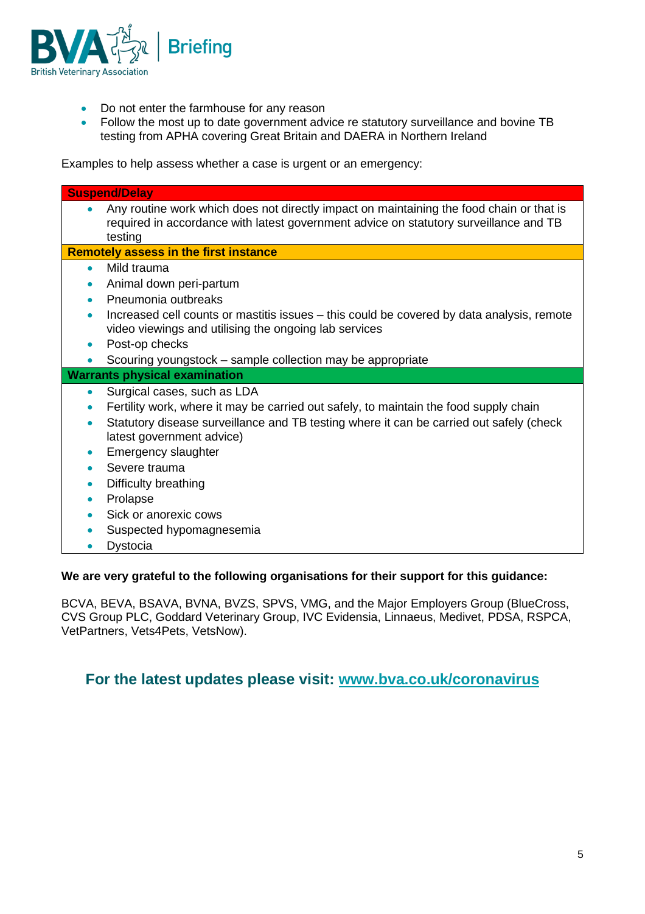- Do not enter the farmhouse for any reason
- Follow the most up to date government advice re statutory surveillance and bovine TB testing from APHA covering Great Britain and DAERA in Northern Ireland

Examples to help assess whether a case is urgent or an emergency:

| |
|---|
| **Suspend/Delay** |
| • Any routine work which does not directly impact on maintaining the food chain or that is required in accordance with latest government advice on statutory surveillance and TB testing |
| **Remotely assess in the first instance** |
| • Mild trauma<br>• Animal down peri-partum<br>• Pneumonia outbreaks<br>• Increased cell counts or mastitis issues – this could be covered by data analysis, remote video viewings and utilising the ongoing lab services<br>• Post-op checks<br>• Scouring youngstock – sample collection may be appropriate |
| **Warrants physical examination** |
| • Surgical cases, such as LDA<br>• Fertility work, where it may be carried out safely, to maintain the food supply chain<br>• Statutory disease surveillance and TB testing where it can be carried out safely (check latest government advice)<br>• Emergency slaughter<br>• Severe trauma<br>• Difficulty breathing<br>• Prolapse<br>• Sick or anorexic cows<br>• Suspected hypomagnesemia<br>• Dystocia |

**We are very grateful to the following organisations for their support for this guidance:**

BCVA, BEVA, BSAVA, BVNA, BVZS, SPVS, VMG, and the Major Employers Group (BlueCross, CVS Group PLC, Goddard Veterinary Group, IVC Evidensia, Linnaeus, Medivet, PDSA, RSPCA, VetPartners, Vets4Pets, VetsNow).

## For the latest updates please visit: www.bva.co.uk/coronavirus